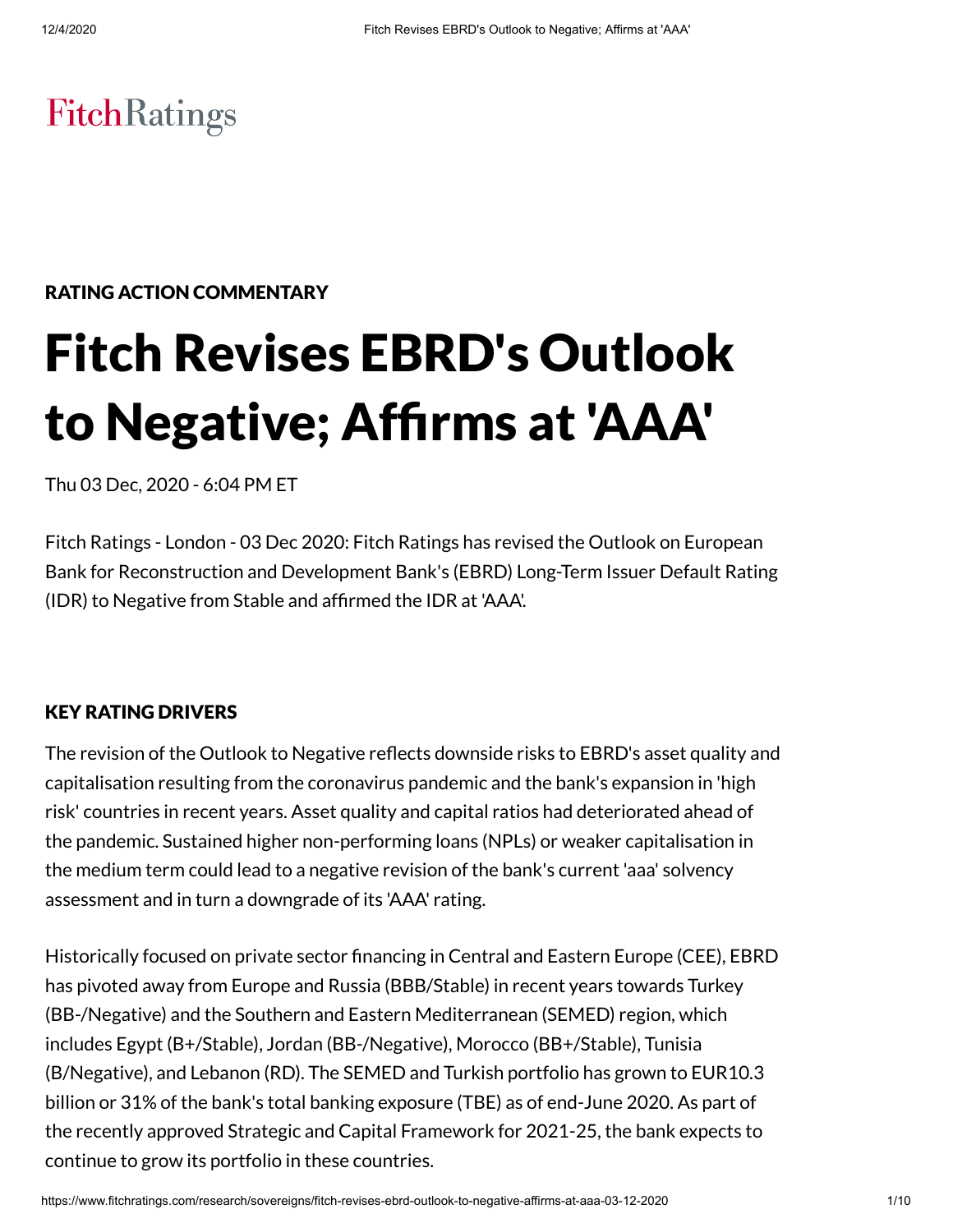FitchRatings

RATING ACTION COMMENTARY

# Fitch Revises EBRD's Outlook to Negative; Affirms at 'AAA'

Thu 03 Dec, 2020 - 6:04 PM ET

Fitch Ratings - London - 03 Dec 2020: Fitch Ratings has revised the Outlook on European Bank for Reconstruction and Development Bank's (EBRD) Long-Term Issuer Default Rating (IDR) to Negative from Stable and affirmed the IDR at 'AAA'.

## KEY RATING DRIVERS

The revision of the Outlook to Negative reflects downside risks to EBRD's asset quality and capitalisation resulting from the coronavirus pandemic and the bank's expansion in 'high risk' countries in recent years. Asset quality and capital ratios had deteriorated ahead of the pandemic. Sustained higher non-performing loans (NPLs) or weaker capitalisation in the medium term could lead to a negative revision of the bank's current 'aaa' solvency assessment and in turn a downgrade of its 'AAA' rating.

Historically focused on private sector financing in Central and Eastern Europe (CEE), EBRD has pivoted away from Europe and Russia (BBB/Stable) in recent years towards Turkey (BB-/Negative) and the Southern and Eastern Mediterranean (SEMED) region, which includes Egypt (B+/Stable), Jordan (BB-/Negative), Morocco (BB+/Stable), Tunisia (B/Negative), and Lebanon (RD). The SEMED and Turkish portfolio has grown to EUR10.3 billion or 31% of the bank's total banking exposure (TBE) as of end-June 2020. As part of the recently approved Strategic and Capital Framework for 2021-25, the bank expects to continue to grow its portfolio in these countries.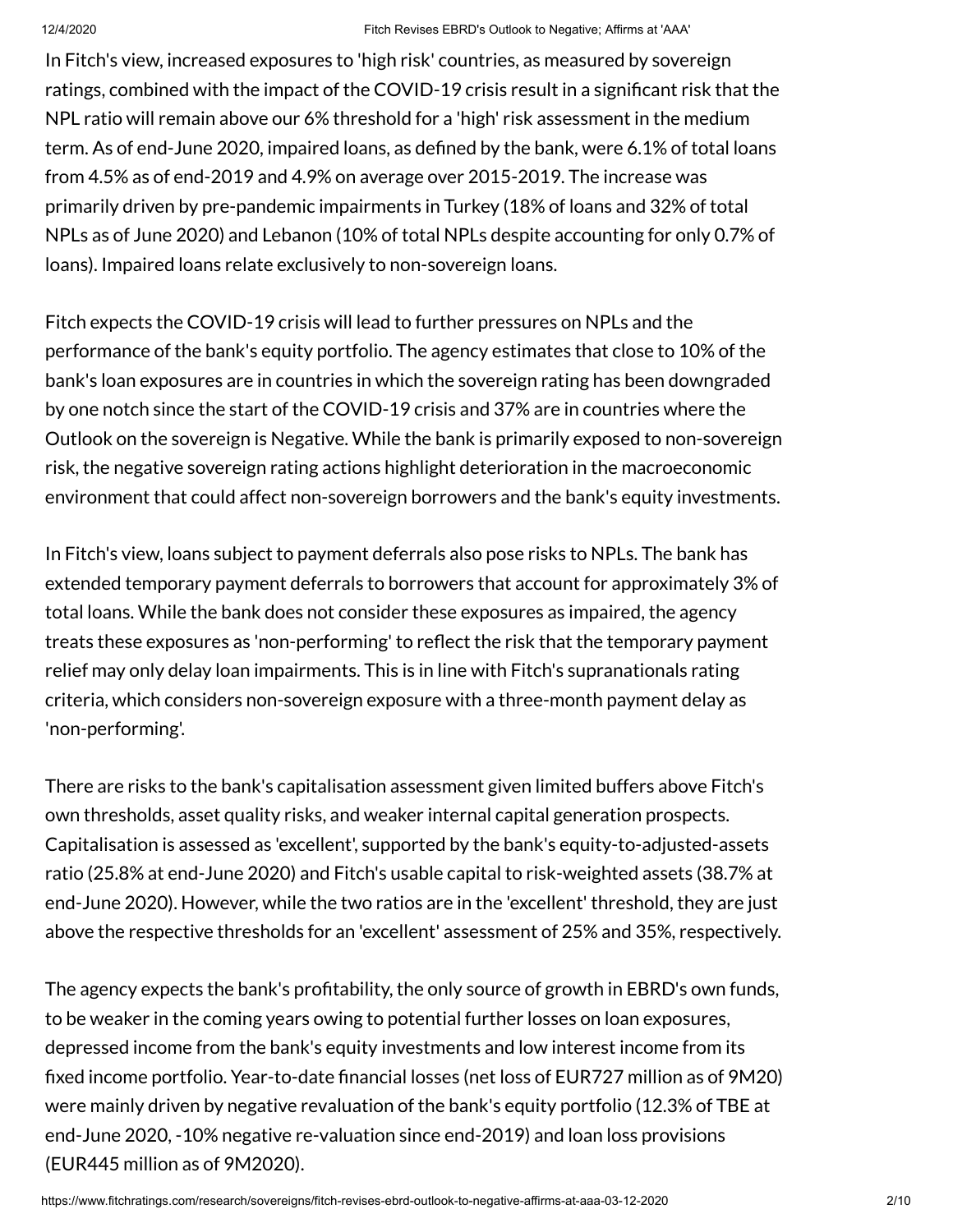In Fitch's view, increased exposures to 'high risk' countries, as measured by sovereign ratings, combined with the impact of the COVID-19 crisis result in a significant risk that the NPL ratio will remain above our 6% threshold for a 'high' risk assessment in the medium term. As of end-June 2020, impaired loans, as defined by the bank, were 6.1% of total loans from 4.5% as of end-2019 and 4.9% on average over 2015-2019. The increase was primarily driven by pre-pandemic impairments in Turkey (18% of loans and 32% of total NPLs as of June 2020) and Lebanon (10% of total NPLs despite accounting for only 0.7% of loans). Impaired loans relate exclusively to non-sovereign loans.

Fitch expects the COVID-19 crisis will lead to further pressures on NPLs and the performance of the bank's equity portfolio. The agency estimates that close to 10% of the bank's loan exposures are in countries in which the sovereign rating has been downgraded by one notch since the start of the COVID-19 crisis and 37% are in countries where the Outlook on the sovereign is Negative. While the bank is primarily exposed to non-sovereign risk, the negative sovereign rating actions highlight deterioration in the macroeconomic environment that could affect non-sovereign borrowers and the bank's equity investments.

In Fitch's view, loans subject to payment deferrals also pose risks to NPLs. The bank has extended temporary payment deferrals to borrowers that account for approximately 3% of total loans. While the bank does not consider these exposures as impaired, the agency treats these exposures as 'non-performing' to reflect the risk that the temporary payment relief may only delay loan impairments. This is in line with Fitch's supranationals rating criteria, which considers non-sovereign exposure with a three-month payment delay as 'non-performing'.

There are risks to the bank's capitalisation assessment given limited buffers above Fitch's own thresholds, asset quality risks, and weaker internal capital generation prospects. Capitalisation is assessed as 'excellent', supported by the bank's equity-to-adjusted-assets ratio (25.8% at end-June 2020) and Fitch's usable capital to risk-weighted assets (38.7% at end-June 2020). However, while the two ratios are in the 'excellent' threshold, they are just above the respective thresholds for an 'excellent' assessment of 25% and 35%, respectively.

The agency expects the bank's profitability, the only source of growth in EBRD's own funds, to be weaker in the coming years owing to potential further losses on loan exposures, depressed income from the bank's equity investments and low interest income from its fixed income portfolio. Year-to-date financial losses (net loss of EUR727 million as of 9M20) were mainly driven by negative revaluation of the bank's equity portfolio (12.3% of TBE at end-June 2020, -10% negative re-valuation since end-2019) and loan loss provisions (EUR445 million as of 9M2020).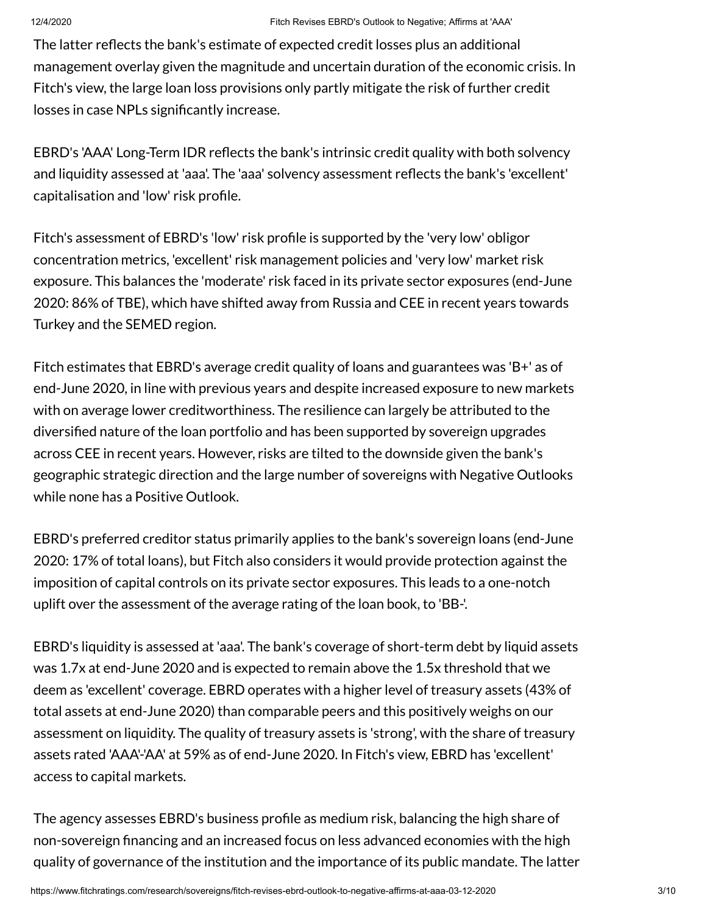The latter reflects the bank's estimate of expected credit losses plus an additional management overlay given the magnitude and uncertain duration of the economic crisis. In Fitch's view, the large loan loss provisions only partly mitigate the risk of further credit losses in case NPLs significantly increase.

EBRD's 'AAA' Long-Term IDR reflects the bank's intrinsic credit quality with both solvency and liquidity assessed at 'aaa'. The 'aaa' solvency assessment reflects the bank's 'excellent' capitalisation and 'low' risk profile.

Fitch's assessment of EBRD's 'low' risk profile is supported by the 'very low' obligor concentration metrics, 'excellent' risk management policies and 'very low' market risk exposure. This balances the 'moderate' risk faced in its private sector exposures (end-June 2020: 86% of TBE), which have shifted away from Russia and CEE in recent years towards Turkey and the SEMED region.

Fitch estimates that EBRD's average credit quality of loans and guarantees was 'B+' as of end-June 2020, in line with previous years and despite increased exposure to new markets with on average lower creditworthiness. The resilience can largely be attributed to the diversified nature of the loan portfolio and has been supported by sovereign upgrades across CEE in recent years. However, risks are tilted to the downside given the bank's geographic strategic direction and the large number of sovereigns with Negative Outlooks while none has a Positive Outlook.

EBRD's preferred creditor status primarily applies to the bank's sovereign loans (end-June 2020: 17% of total loans), but Fitch also considers it would provide protection against the imposition of capital controls on its private sector exposures. This leads to a one-notch uplift over the assessment of the average rating of the loan book, to 'BB-'.

EBRD's liquidity is assessed at 'aaa'. The bank's coverage of short-term debt by liquid assets was 1.7x at end-June 2020 and is expected to remain above the 1.5x threshold that we deem as 'excellent' coverage. EBRD operates with a higher level of treasury assets (43% of total assets at end-June 2020) than comparable peers and this positively weighs on our assessment on liquidity. The quality of treasury assets is 'strong', with the share of treasury assets rated 'AAA'-'AA' at 59% as of end-June 2020. In Fitch's view, EBRD has 'excellent' access to capital markets.

The agency assesses EBRD's business profile as medium risk, balancing the high share of non-sovereign financing and an increased focus on less advanced economies with the high quality of governance of the institution and the importance of its public mandate. The latter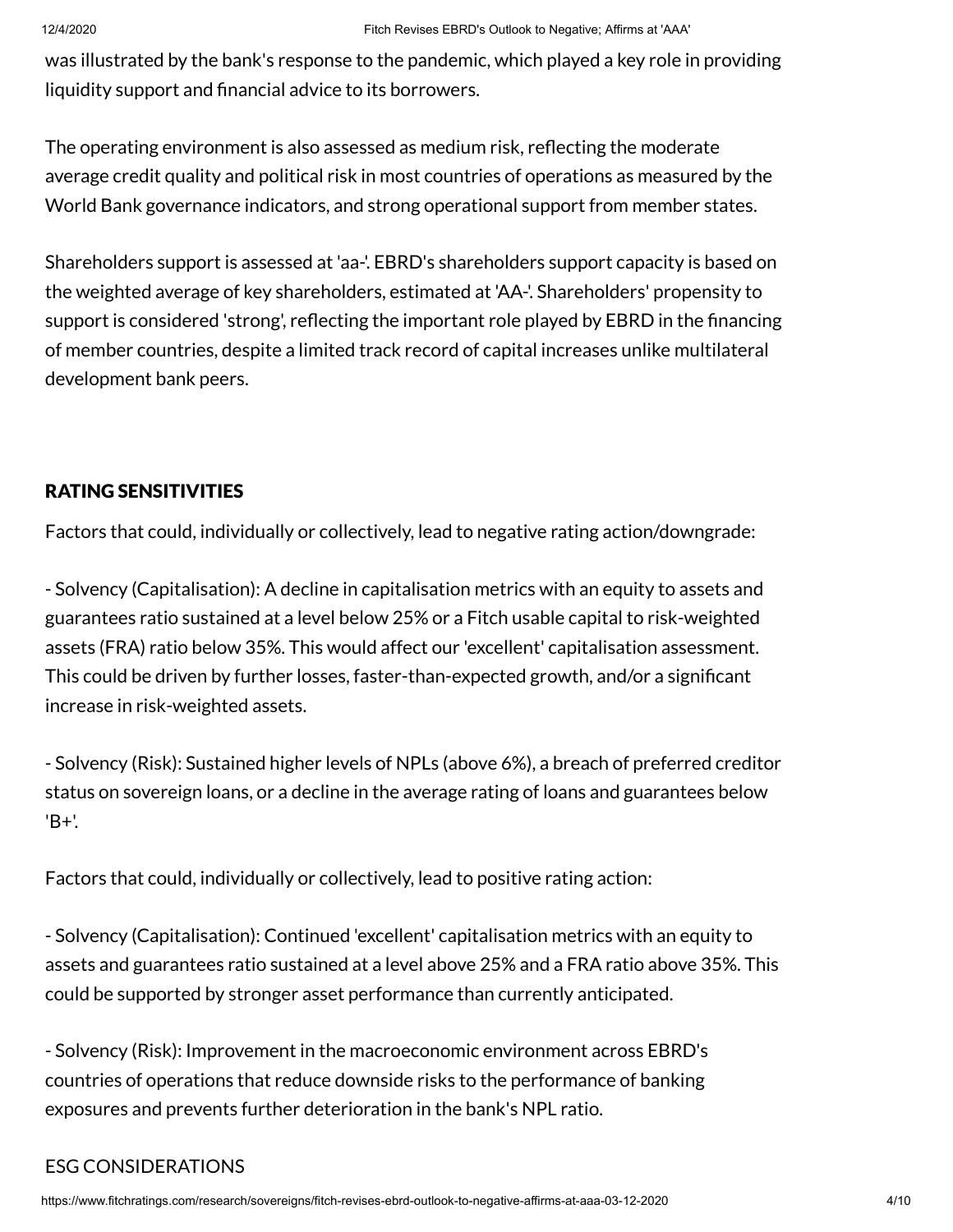was illustrated by the bank's response to the pandemic, which played a key role in providing liquidity support and financial advice to its borrowers.

The operating environment is also assessed as medium risk, reflecting the moderate average credit quality and political risk in most countries of operations as measured by the World Bank governance indicators, and strong operational support from member states.

Shareholders support is assessed at 'aa-'. EBRD's shareholders support capacity is based on the weighted average of key shareholders, estimated at 'AA-'. Shareholders' propensity to support is considered 'strong', reflecting the important role played by EBRD in the financing of member countries, despite a limited track record of capital increases unlike multilateral development bank peers.

## RATING SENSITIVITIES

Factors that could, individually or collectively, lead to negative rating action/downgrade:

- Solvency (Capitalisation): A decline in capitalisation metrics with an equity to assets and guarantees ratio sustained at a level below 25% or a Fitch usable capital to risk-weighted assets (FRA) ratio below 35%. This would affect our 'excellent' capitalisation assessment. This could be driven by further losses, faster-than-expected growth, and/or a significant increase in risk-weighted assets.

- Solvency (Risk): Sustained higher levels of NPLs (above 6%), a breach of preferred creditor status on sovereign loans, or a decline in the average rating of loans and guarantees below 'B+'.

Factors that could, individually or collectively, lead to positive rating action:

- Solvency (Capitalisation): Continued 'excellent' capitalisation metrics with an equity to assets and guarantees ratio sustained at a level above 25% and a FRA ratio above 35%. This could be supported by stronger asset performance than currently anticipated.

- Solvency (Risk): Improvement in the macroeconomic environment across EBRD's countries of operations that reduce downside risks to the performance of banking exposures and prevents further deterioration in the bank's NPL ratio.

## ESG CONSIDERATIONS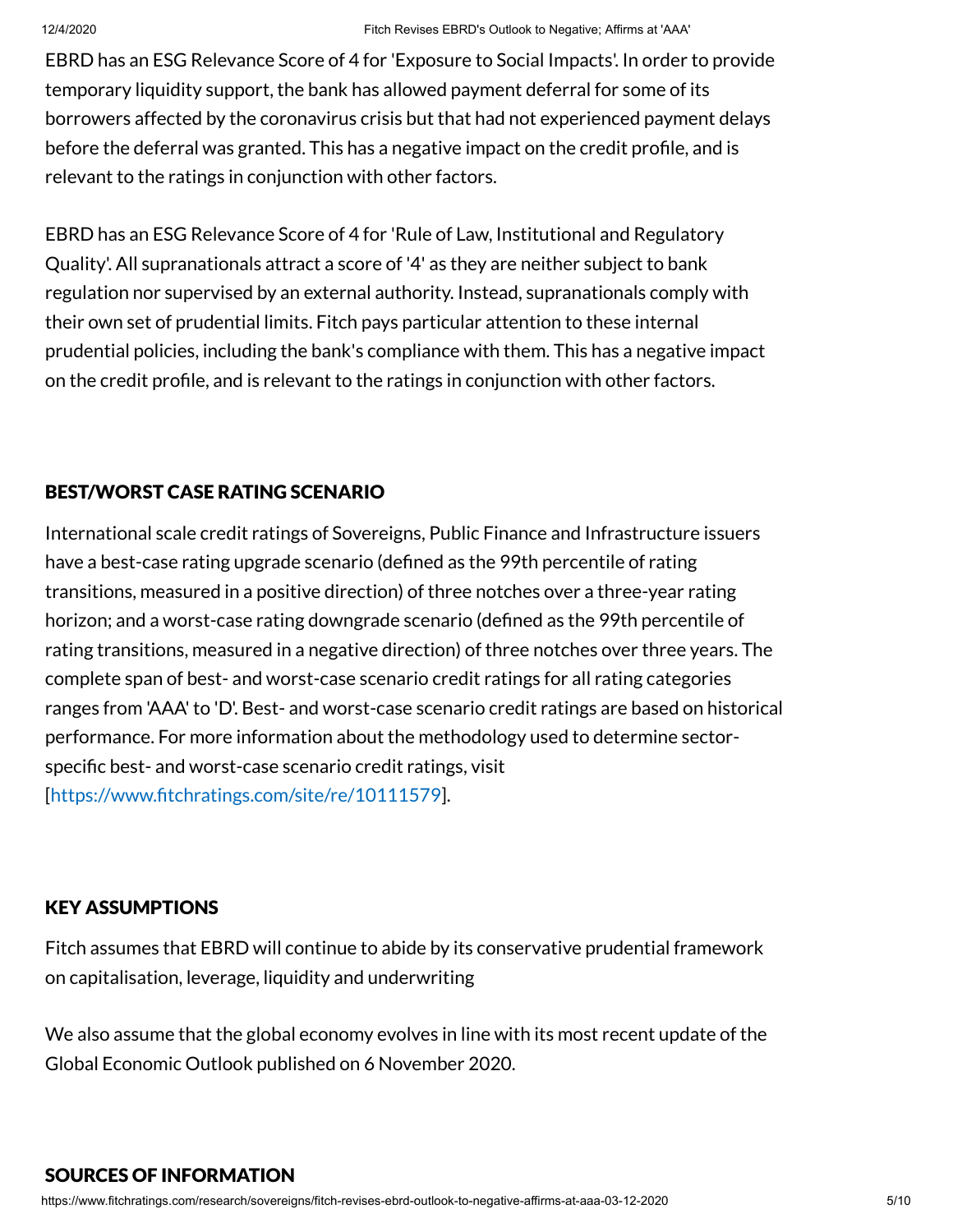EBRD has an ESG Relevance Score of 4 for 'Exposure to Social Impacts'. In order to provide temporary liquidity support, the bank has allowed payment deferral for some of its borrowers affected by the coronavirus crisis but that had not experienced payment delays before the deferral was granted. This has a negative impact on the credit profile, and is relevant to the ratings in conjunction with other factors.

EBRD has an ESG Relevance Score of 4 for 'Rule of Law, Institutional and Regulatory Quality'. All supranationals attract a score of '4' as they are neither subject to bank regulation nor supervised by an external authority. Instead, supranationals comply with their own set of prudential limits. Fitch pays particular attention to these internal prudential policies, including the bank's compliance with them. This has a negative impact on the credit profile, and is relevant to the ratings in conjunction with other factors.

## BEST/WORST CASE RATING SCENARIO

International scale credit ratings of Sovereigns, Public Finance and Infrastructure issuers have a best-case rating upgrade scenario (defined as the 99th percentile of rating transitions, measured in a positive direction) of three notches over a three-year rating horizon; and a worst-case rating downgrade scenario (defined as the 99th percentile of rating transitions, measured in a negative direction) of three notches over three years. The complete span of best- and worst-case scenario credit ratings for all rating categories ranges from 'AAA' to 'D'. Best- and worst-case scenario credit ratings are based on historical performance. For more information about the methodology used to determine sector-specific best- and worst-case scenario credit ratings, visit [https://www.fitchratings.com/site/re/10111579].

## KEY ASSUMPTIONS

Fitch assumes that EBRD will continue to abide by its conservative prudential framework on capitalisation, leverage, liquidity and underwriting

We also assume that the global economy evolves in line with its most recent update of the Global Economic Outlook published on 6 November 2020.

## SOURCES OF INFORMATION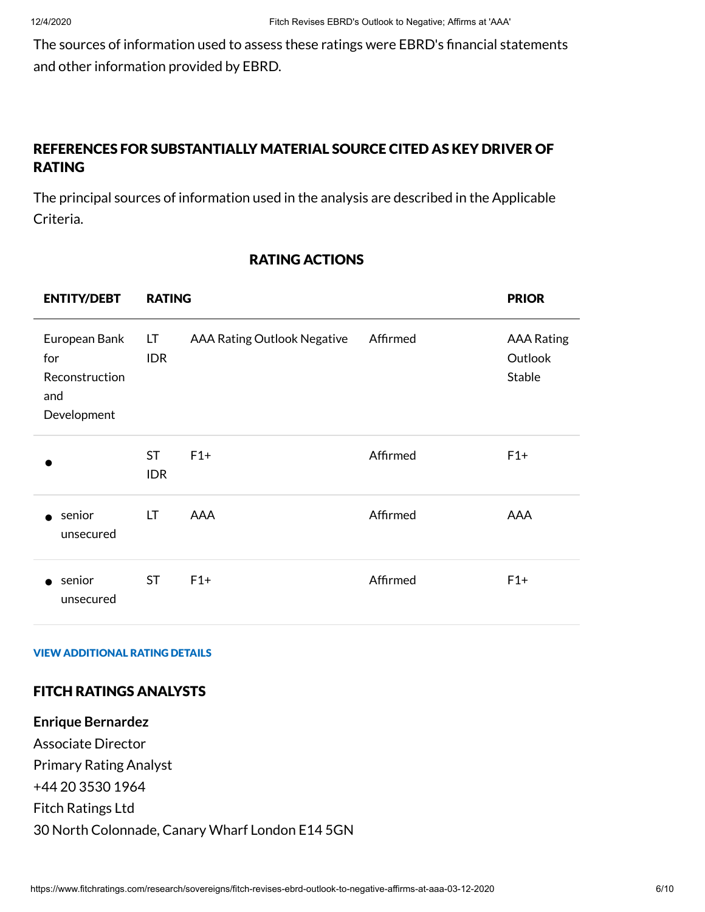The sources of information used to assess these ratings were EBRD's financial statements and other information provided by EBRD.

## REFERENCES FOR SUBSTANTIALLY MATERIAL SOURCE CITED AS KEY DRIVER OF RATING

The principal sources of information used in the analysis are described in the Applicable Criteria.

### RATING ACTIONS

| ENTITY/DEBT | RATING | | | PRIOR |
|---|---|---|---|---|
| European Bank for Reconstruction and Development | LT IDR | AAA Rating Outlook Negative | Affirmed | AAA Rating Outlook Stable |
| • | ST IDR | F1+ | Affirmed | F1+ |
| • senior unsecured | LT | AAA | Affirmed | AAA |
| • senior unsecured | ST | F1+ | Affirmed | F1+ |

**VIEW ADDITIONAL RATING DETAILS**

## FITCH RATINGS ANALYSTS

**Enrique Bernardez**
Associate Director
Primary Rating Analyst
+44 20 3530 1964
Fitch Ratings Ltd
30 North Colonnade, Canary Wharf London E14 5GN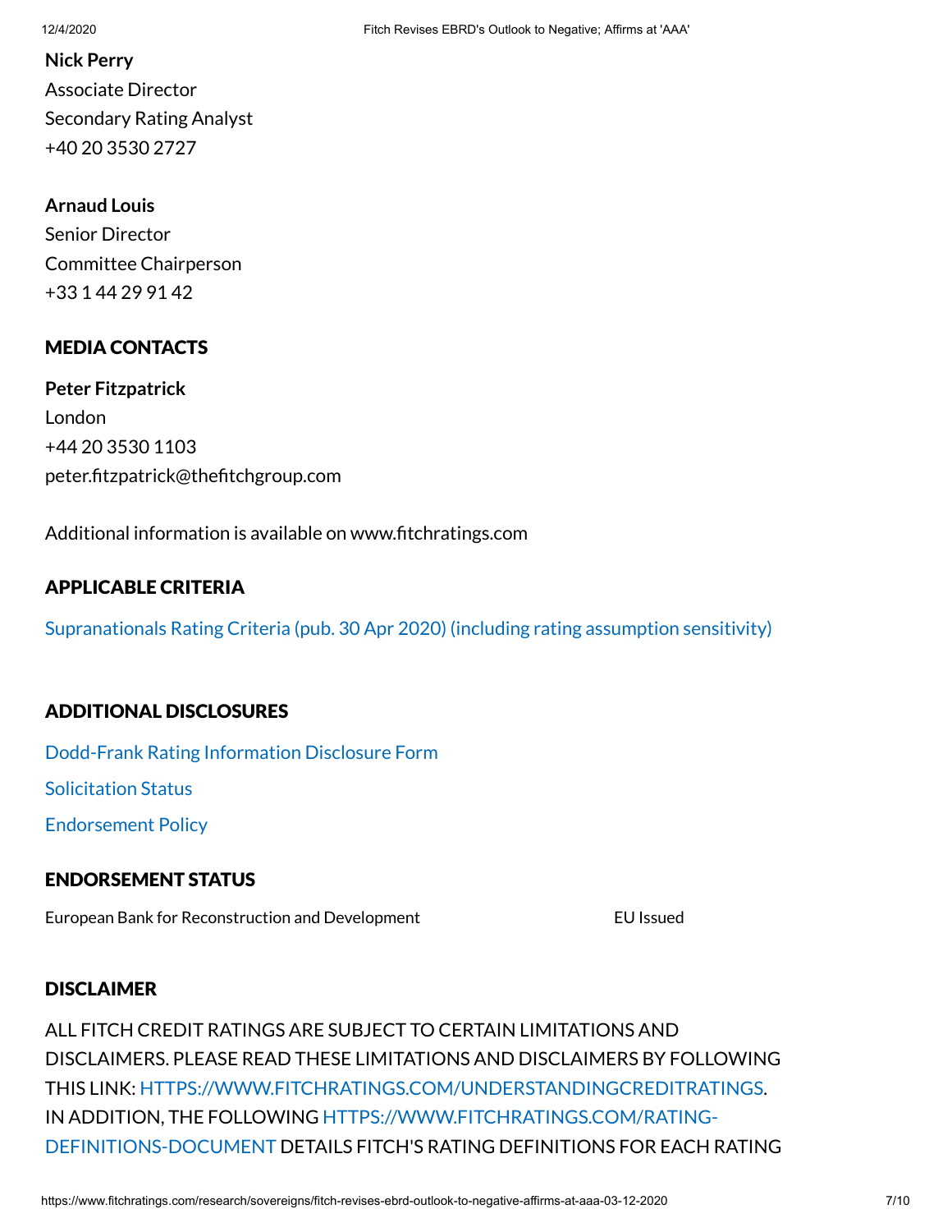**Nick Perry**
Associate Director
Secondary Rating Analyst
+40 20 3530 2727

**Arnaud Louis**
Senior Director
Committee Chairperson
+33 1 44 29 91 42

## MEDIA CONTACTS

**Peter Fitzpatrick**
London
+44 20 3530 1103
peter.fitzpatrick@thefitchgroup.com

Additional information is available on www.fitchratings.com

## APPLICABLE CRITERIA

Supranationals Rating Criteria (pub. 30 Apr 2020) (including rating assumption sensitivity)

## ADDITIONAL DISCLOSURES

Dodd-Frank Rating Information Disclosure Form

Solicitation Status

Endorsement Policy

## ENDORSEMENT STATUS

| | |
|---|---|
| European Bank for Reconstruction and Development | EU Issued |

## DISCLAIMER

ALL FITCH CREDIT RATINGS ARE SUBJECT TO CERTAIN LIMITATIONS AND DISCLAIMERS. PLEASE READ THESE LIMITATIONS AND DISCLAIMERS BY FOLLOWING THIS LINK: HTTPS://WWW.FITCHRATINGS.COM/UNDERSTANDINGCREDITRATINGS. IN ADDITION, THE FOLLOWING HTTPS://WWW.FITCHRATINGS.COM/RATING-DEFINITIONS-DOCUMENT DETAILS FITCH'S RATING DEFINITIONS FOR EACH RATING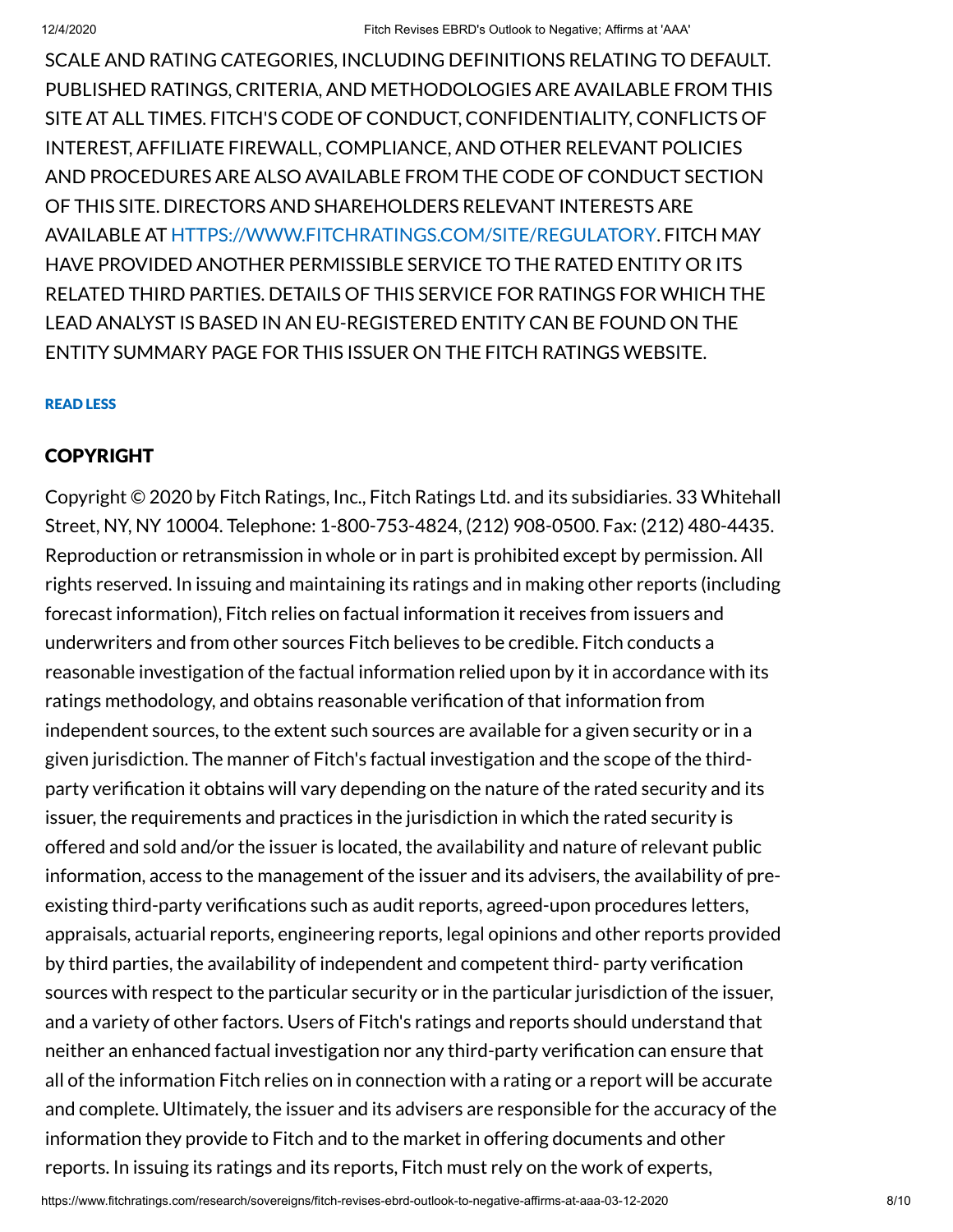SCALE AND RATING CATEGORIES, INCLUDING DEFINITIONS RELATING TO DEFAULT. PUBLISHED RATINGS, CRITERIA, AND METHODOLOGIES ARE AVAILABLE FROM THIS SITE AT ALL TIMES. FITCH'S CODE OF CONDUCT, CONFIDENTIALITY, CONFLICTS OF INTEREST, AFFILIATE FIREWALL, COMPLIANCE, AND OTHER RELEVANT POLICIES AND PROCEDURES ARE ALSO AVAILABLE FROM THE CODE OF CONDUCT SECTION OF THIS SITE. DIRECTORS AND SHAREHOLDERS RELEVANT INTERESTS ARE AVAILABLE AT HTTPS://WWW.FITCHRATINGS.COM/SITE/REGULATORY. FITCH MAY HAVE PROVIDED ANOTHER PERMISSIBLE SERVICE TO THE RATED ENTITY OR ITS RELATED THIRD PARTIES. DETAILS OF THIS SERVICE FOR RATINGS FOR WHICH THE LEAD ANALYST IS BASED IN AN EU-REGISTERED ENTITY CAN BE FOUND ON THE ENTITY SUMMARY PAGE FOR THIS ISSUER ON THE FITCH RATINGS WEBSITE.

READ LESS

## COPYRIGHT

Copyright © 2020 by Fitch Ratings, Inc., Fitch Ratings Ltd. and its subsidiaries. 33 Whitehall Street, NY, NY 10004. Telephone: 1-800-753-4824, (212) 908-0500. Fax: (212) 480-4435. Reproduction or retransmission in whole or in part is prohibited except by permission. All rights reserved. In issuing and maintaining its ratings and in making other reports (including forecast information), Fitch relies on factual information it receives from issuers and underwriters and from other sources Fitch believes to be credible. Fitch conducts a reasonable investigation of the factual information relied upon by it in accordance with its ratings methodology, and obtains reasonable verification of that information from independent sources, to the extent such sources are available for a given security or in a given jurisdiction. The manner of Fitch's factual investigation and the scope of the third-party verification it obtains will vary depending on the nature of the rated security and its issuer, the requirements and practices in the jurisdiction in which the rated security is offered and sold and/or the issuer is located, the availability and nature of relevant public information, access to the management of the issuer and its advisers, the availability of pre-existing third-party verifications such as audit reports, agreed-upon procedures letters, appraisals, actuarial reports, engineering reports, legal opinions and other reports provided by third parties, the availability of independent and competent third- party verification sources with respect to the particular security or in the particular jurisdiction of the issuer, and a variety of other factors. Users of Fitch's ratings and reports should understand that neither an enhanced factual investigation nor any third-party verification can ensure that all of the information Fitch relies on in connection with a rating or a report will be accurate and complete. Ultimately, the issuer and its advisers are responsible for the accuracy of the information they provide to Fitch and to the market in offering documents and other reports. In issuing its ratings and its reports, Fitch must rely on the work of experts,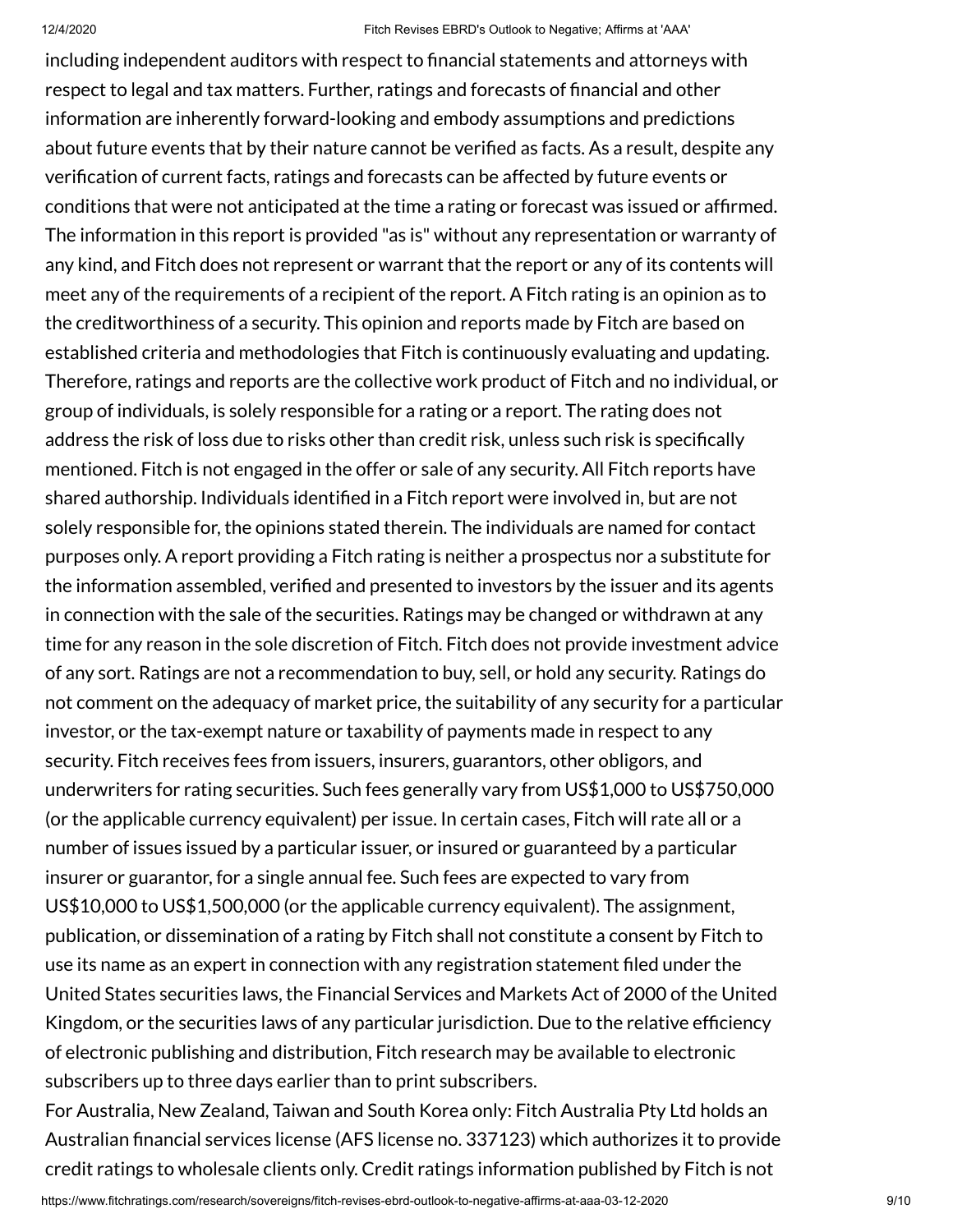including independent auditors with respect to financial statements and attorneys with respect to legal and tax matters. Further, ratings and forecasts of financial and other information are inherently forward-looking and embody assumptions and predictions about future events that by their nature cannot be verified as facts. As a result, despite any verification of current facts, ratings and forecasts can be affected by future events or conditions that were not anticipated at the time a rating or forecast was issued or affirmed. The information in this report is provided "as is" without any representation or warranty of any kind, and Fitch does not represent or warrant that the report or any of its contents will meet any of the requirements of a recipient of the report. A Fitch rating is an opinion as to the creditworthiness of a security. This opinion and reports made by Fitch are based on established criteria and methodologies that Fitch is continuously evaluating and updating. Therefore, ratings and reports are the collective work product of Fitch and no individual, or group of individuals, is solely responsible for a rating or a report. The rating does not address the risk of loss due to risks other than credit risk, unless such risk is specifically mentioned. Fitch is not engaged in the offer or sale of any security. All Fitch reports have shared authorship. Individuals identified in a Fitch report were involved in, but are not solely responsible for, the opinions stated therein. The individuals are named for contact purposes only. A report providing a Fitch rating is neither a prospectus nor a substitute for the information assembled, verified and presented to investors by the issuer and its agents in connection with the sale of the securities. Ratings may be changed or withdrawn at any time for any reason in the sole discretion of Fitch. Fitch does not provide investment advice of any sort. Ratings are not a recommendation to buy, sell, or hold any security. Ratings do not comment on the adequacy of market price, the suitability of any security for a particular investor, or the tax-exempt nature or taxability of payments made in respect to any security. Fitch receives fees from issuers, insurers, guarantors, other obligors, and underwriters for rating securities. Such fees generally vary from US$1,000 to US$750,000 (or the applicable currency equivalent) per issue. In certain cases, Fitch will rate all or a number of issues issued by a particular issuer, or insured or guaranteed by a particular insurer or guarantor, for a single annual fee. Such fees are expected to vary from US$10,000 to US$1,500,000 (or the applicable currency equivalent). The assignment, publication, or dissemination of a rating by Fitch shall not constitute a consent by Fitch to use its name as an expert in connection with any registration statement filed under the United States securities laws, the Financial Services and Markets Act of 2000 of the United Kingdom, or the securities laws of any particular jurisdiction. Due to the relative efficiency of electronic publishing and distribution, Fitch research may be available to electronic subscribers up to three days earlier than to print subscribers.

For Australia, New Zealand, Taiwan and South Korea only: Fitch Australia Pty Ltd holds an Australian financial services license (AFS license no. 337123) which authorizes it to provide credit ratings to wholesale clients only. Credit ratings information published by Fitch is not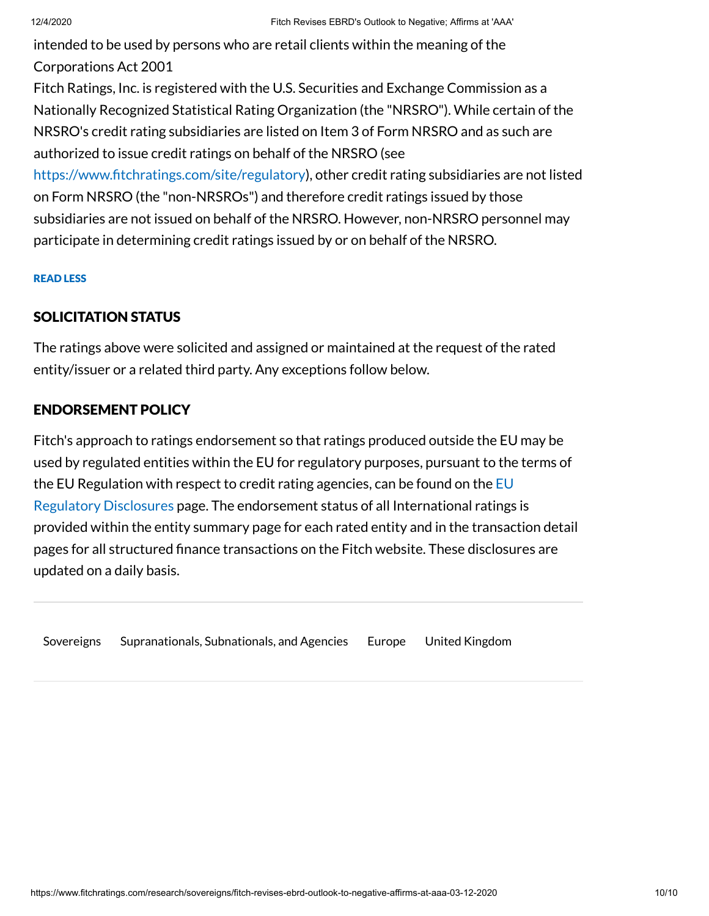intended to be used by persons who are retail clients within the meaning of the Corporations Act 2001

Fitch Ratings, Inc. is registered with the U.S. Securities and Exchange Commission as a Nationally Recognized Statistical Rating Organization (the "NRSRO"). While certain of the NRSRO's credit rating subsidiaries are listed on Item 3 of Form NRSRO and as such are authorized to issue credit ratings on behalf of the NRSRO (see https://www.fitchratings.com/site/regulatory), other credit rating subsidiaries are not listed on Form NRSRO (the "non-NRSROs") and therefore credit ratings issued by those subsidiaries are not issued on behalf of the NRSRO. However, non-NRSRO personnel may participate in determining credit ratings issued by or on behalf of the NRSRO.

READ LESS

## SOLICITATION STATUS

The ratings above were solicited and assigned or maintained at the request of the rated entity/issuer or a related third party. Any exceptions follow below.

## ENDORSEMENT POLICY

Fitch's approach to ratings endorsement so that ratings produced outside the EU may be used by regulated entities within the EU for regulatory purposes, pursuant to the terms of the EU Regulation with respect to credit rating agencies, can be found on the EU Regulatory Disclosures page. The endorsement status of all International ratings is provided within the entity summary page for each rated entity and in the transaction detail pages for all structured finance transactions on the Fitch website. These disclosures are updated on a daily basis.

Sovereigns    Supranationals, Subnationals, and Agencies    Europe    United Kingdom